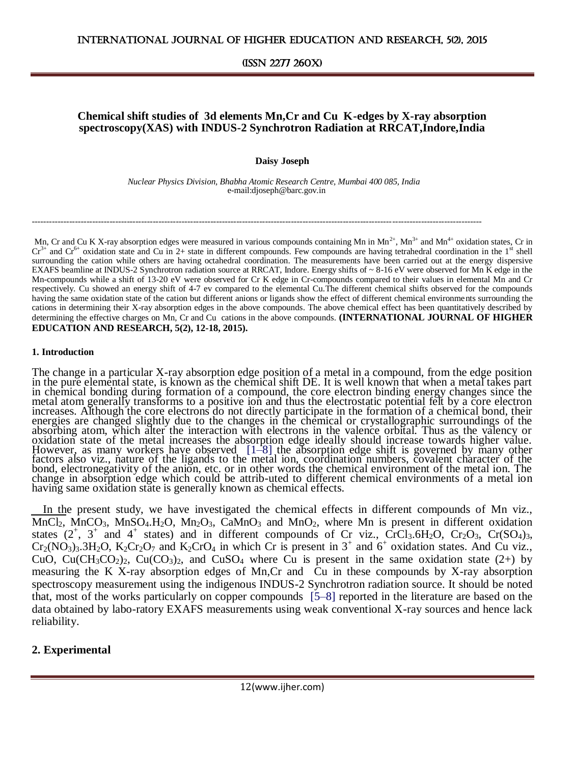# Chemical shift studies of 3d elements Mn,Cr and Cu K-edges by X-ray absorption spectroscopy(XAS) with INDUS-2 Synchrotron Radiation at RRCAT,Indore,India

**Daisy Joseph**

*Nuclear Physics Division, Bhabha Atomic Research Centre, Mumbai 400 085, India*
e-mail:djoseph@barc.gov.in

---

Mn, Cr and Cu K X-ray absorption edges were measured in various compounds containing Mn in $Mn^{2+}$, $Mn^{3+}$ and $Mn^{4+}$ oxidation states, Cr in $Cr^{3+}$ and $Cr^{6+}$ oxidation state and Cu in 2+ state in different compounds. Few compounds are having tetrahedral coordination in the 1st shell surrounding the cation while others are having octahedral coordination. The measurements have been carried out at the energy dispersive EXAFS beamline at INDUS-2 Synchrotron radiation source at RRCAT, Indore. Energy shifts of ~ 8-16 eV were observed for Mn K edge in the Mn-compounds while a shift of 13-20 eV were observed for Cr K edge in Cr-compounds compared to their values in elemental Mn and Cr respectively. Cu showed an energy shift of 4-7 ev compared to the elemental Cu.The different chemical shifts observed for the compounds having the same oxidation state of the cation but different anions or ligands show the effect of different chemical environments surrounding the cations in determining their X-ray absorption edges in the above compounds. The above chemical effect has been quantitatively described by determining the effective charges on Mn, Cr and Cu cations in the above compounds. **(INTERNATIONAL JOURNAL OF HIGHER EDUCATION AND RESEARCH, 5(2), 12-18, 2015).**

## 1. Introduction

The change in a particular X-ray absorption edge position of a metal in a compound, from the edge position in the pure elemental state, is known as the chemical shift DE. It is well known that when a metal takes part in chemical bonding during formation of a compound, the core electron binding energy changes since the metal atom generally transforms to a positive ion and thus the electrostatic potential felt by a core electron increases. Although the core electrons do not directly participate in the formation of a chemical bond, their energies are changed slightly due to the changes in the chemical or crystallographic surroundings of the absorbing atom, which alter the interaction with electrons in the valence orbital. Thus as the valency or oxidation state of the metal increases the absorption edge ideally should increase towards higher value. However, as many workers have observed [1–8] the absorption edge shift is governed by many other factors also viz., nature of the ligands to the metal ion, coordination numbers, covalent character of the bond, electronegativity of the anion, etc. or in other words the chemical environment of the metal ion. The change in absorption edge which could be attrib-uted to different chemical environments of a metal ion having same oxidation state is generally known as chemical effects.

In the present study, we have investigated the chemical effects in different compounds of Mn viz., $MnCl_2$, $MnCO_3$, $MnSO_4.H_2O$, $Mn_2O_3$, $CaMnO_3$ and $MnO_2$, where Mn is present in different oxidation states ($2^+$, $3^+$ and $4^+$ states) and in different compounds of Cr viz., $CrCl_3.6H_2O$, $Cr_2O_3$, $Cr(SO_4)_3$, $Cr_2(NO_3)_3.3H_2O$, $K_2Cr_2O_7$ and $K_2CrO_4$ in which Cr is present in $3^+$ and $6^+$ oxidation states. And Cu viz., CuO, $Cu(CH_3CO_2)_2$, $Cu(CO_3)_2$, and $CuSO_4$ where Cu is present in the same oxidation state (2+) by measuring the K X-ray absorption edges of Mn,Cr and Cu in these compounds by X-ray absorption spectroscopy measurement using the indigenous INDUS-2 Synchrotron radiation source. It should be noted that, most of the works particularly on copper compounds [5–8] reported in the literature are based on the data obtained by labo-ratory EXAFS measurements using weak conventional X-ray sources and hence lack reliability.

## 2. Experimental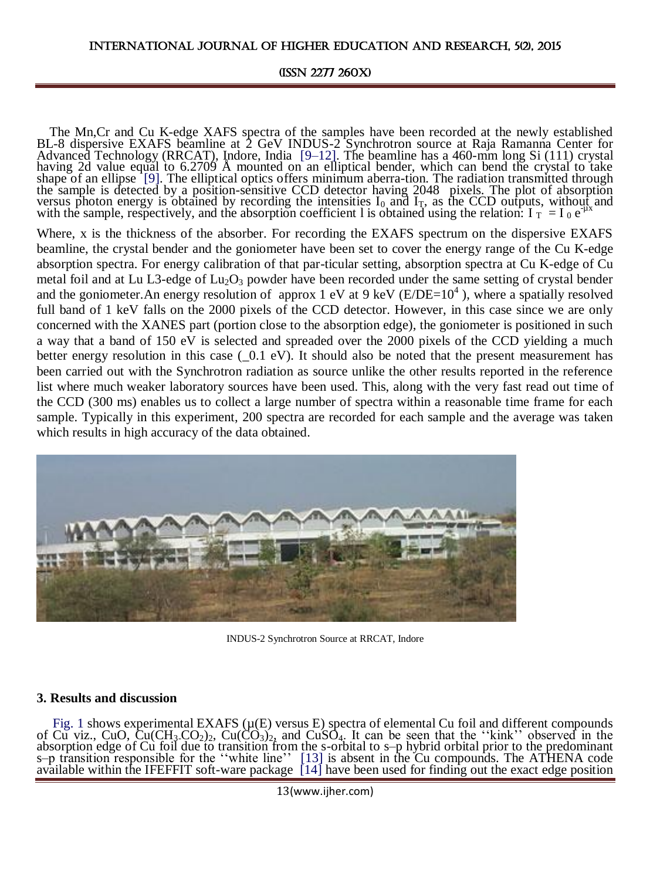The Mn,Cr and Cu K-edge XAFS spectra of the samples have been recorded at the newly established BL-8 dispersive EXAFS beamline at 2 GeV INDUS-2 Synchrotron source at Raja Ramanna Center for Advanced Technology (RRCAT), Indore, India [9–12]. The beamline has a 460-mm long Si (111) crystal having 2d value equal to 6.2709 Å mounted on an elliptical bender, which can bend the crystal to take shape of an ellipse [9]. The elliptical optics offers minimum aberra-tion. The radiation transmitted through the sample is detected by a position-sensitive CCD detector having 2048 pixels. The plot of absorption versus photon energy is obtained by recording the intensities $I_0$ and $I_T$, as the CCD outputs, without and with the sample, respectively, and the absorption coefficient l is obtained using the relation: $I_T = I_0 e^{-\mu x}$

Where, x is the thickness of the absorber. For recording the EXAFS spectrum on the dispersive EXAFS beamline, the crystal bender and the goniometer have been set to cover the energy range of the Cu K-edge absorption spectra. For energy calibration of that par-ticular setting, absorption spectra at Cu K-edge of Cu metal foil and at Lu L3-edge of $Lu_2O_3$ powder have been recorded under the same setting of crystal bender and the goniometer.An energy resolution of approx 1 eV at 9 keV ($E/DE=10^4$ ), where a spatially resolved full band of 1 keV falls on the 2000 pixels of the CCD detector. However, in this case since we are only concerned with the XANES part (portion close to the absorption edge), the goniometer is positioned in such a way that a band of 150 eV is selected and spreaded over the 2000 pixels of the CCD yielding a much better energy resolution in this case (_0.1 eV). It should also be noted that the present measurement has been carried out with the Synchrotron radiation as source unlike the other results reported in the reference list where much weaker laboratory sources have been used. This, along with the very fast read out time of the CCD (300 ms) enables us to collect a large number of spectra within a reasonable time frame for each sample. Typically in this experiment, 200 spectra are recorded for each sample and the average was taken which results in high accuracy of the data obtained.

INDUS-2 Synchrotron Source at RRCAT, Indore

### 3. Results and discussion

Fig. 1 shows experimental EXAFS (μ(E) versus E) spectra of elemental Cu foil and different compounds of Cu viz., CuO, $Cu(CH_3CO_2)_2$, $Cu(CO_3)_2$, and $CuSO_4$. It can be seen that the ''kink'' observed in the absorption edge of Cu foil due to transition from the s-orbital to s–p hybrid orbital prior to the predominant s–p transition responsible for the ''white line'' [13] is absent in the Cu compounds. The ATHENA code available within the IFEFFIT soft-ware package [14] have been used for finding out the exact edge position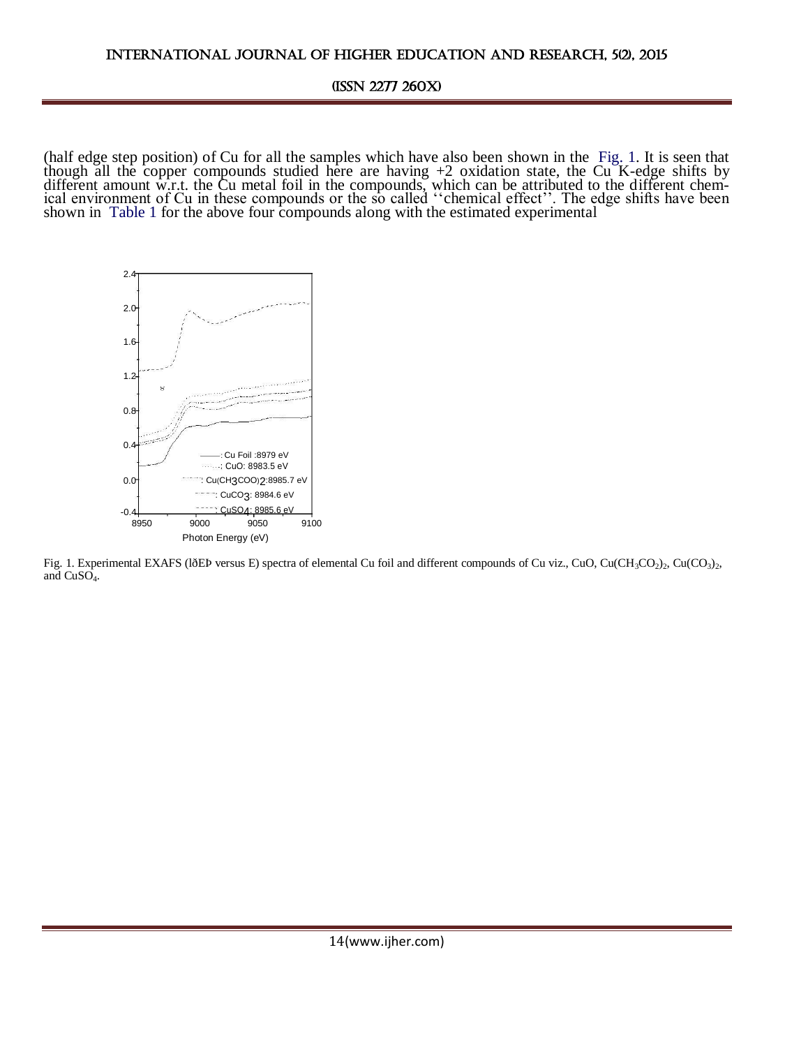(half edge step position) of Cu for all the samples which have also been shown in the Fig. 1. It is seen that though all the copper compounds studied here are having +2 oxidation state, the Cu K-edge shifts by different amount w.r.t. the Cu metal foil in the compounds, which can be attributed to the different chemical environment of Cu in these compounds or the so called ''chemical effect''. The edge shifts have been shown in Table 1 for the above four compounds along with the estimated experimental

Fig. 1. Experimental EXAFS (lðEÞ versus E) spectra of elemental Cu foil and different compounds of Cu viz., CuO, $Cu(CH_3CO_2)_2$, $Cu(CO_3)_2$, and $CuSO_4$.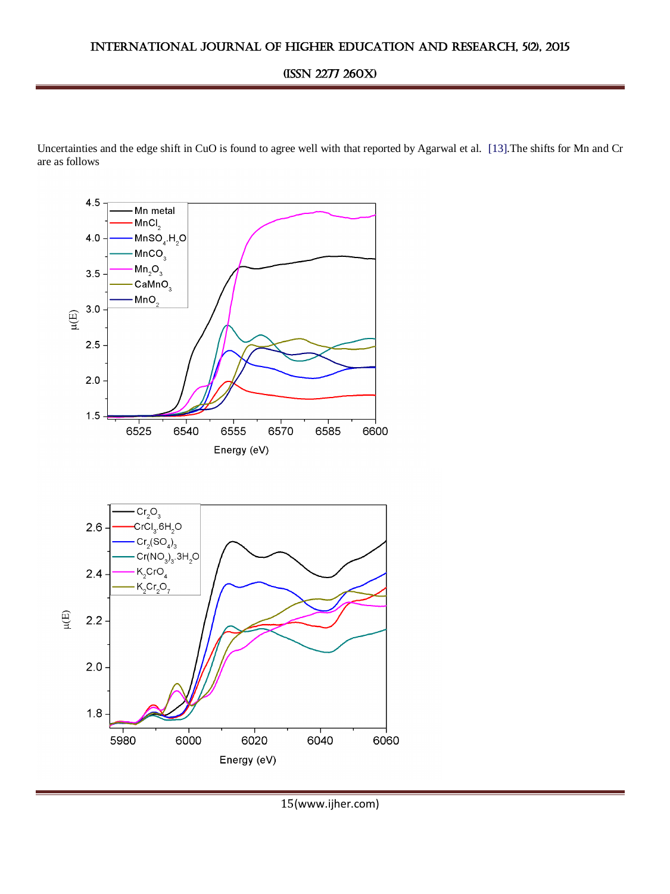Uncertainties and the edge shift in CuO is found to agree well with that reported by Agarwal et al. [13].The shifts for Mn and Cr are as follows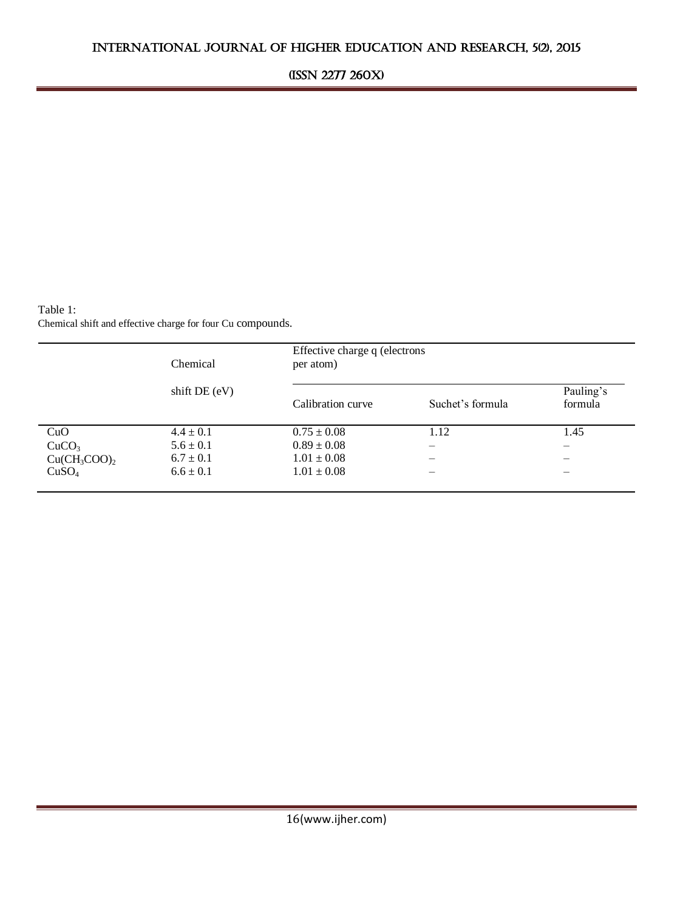Table 1:
Chemical shift and effective charge for four Cu compounds.

| | Chemical shift DE (eV) | Effective charge q (electrons per atom) | | |
|---|---|---|---|---|
| | | Calibration curve | Suchet's formula | Pauling's formula |
| CuO | 4.4 ± 0.1 | 0.75 ± 0.08 | 1.12 | 1.45 |
| $CuCO_3$ | 5.6 ± 0.1 | 0.89 ± 0.08 | – | – |
| $Cu(CH_3COO)_2$ | 6.7 ± 0.1 | 1.01 ± 0.08 | – | – |
| $CuSO_4$ | 6.6 ± 0.1 | 1.01 ± 0.08 | – | – |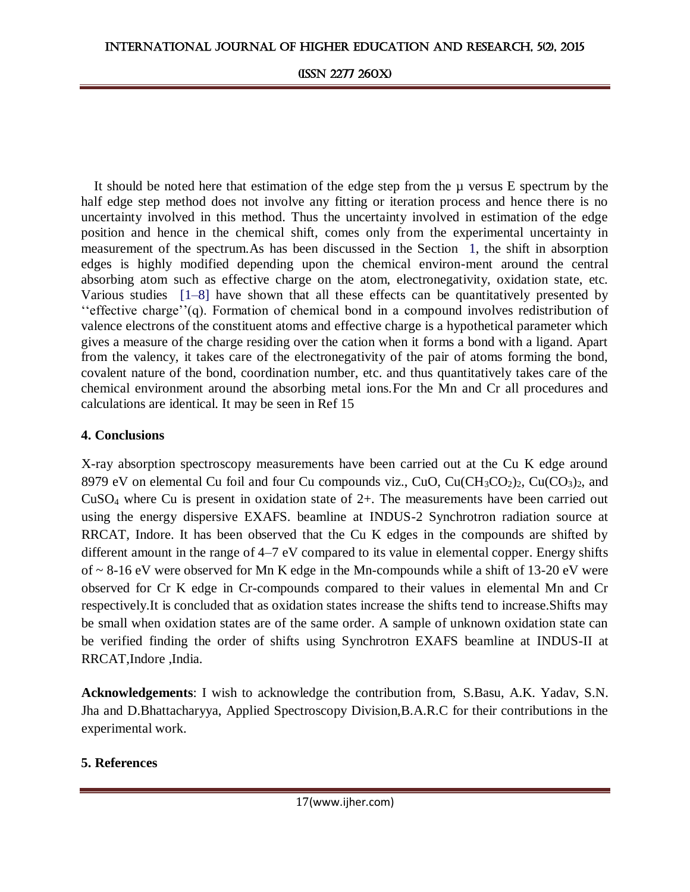It should be noted here that estimation of the edge step from the μ versus E spectrum by the half edge step method does not involve any fitting or iteration process and hence there is no uncertainty involved in this method. Thus the uncertainty involved in estimation of the edge position and hence in the chemical shift, comes only from the experimental uncertainty in measurement of the spectrum.As has been discussed in the Section 1, the shift in absorption edges is highly modified depending upon the chemical environ-ment around the central absorbing atom such as effective charge on the atom, electronegativity, oxidation state, etc. Various studies [1–8] have shown that all these effects can be quantitatively presented by ''effective charge''(q). Formation of chemical bond in a compound involves redistribution of valence electrons of the constituent atoms and effective charge is a hypothetical parameter which gives a measure of the charge residing over the cation when it forms a bond with a ligand. Apart from the valency, it takes care of the electronegativity of the pair of atoms forming the bond, covalent nature of the bond, coordination number, etc. and thus quantitatively takes care of the chemical environment around the absorbing metal ions.For the Mn and Cr all procedures and calculations are identical. It may be seen in Ref 15

## 4. Conclusions

X-ray absorption spectroscopy measurements have been carried out at the Cu K edge around 8979 eV on elemental Cu foil and four Cu compounds viz., CuO, $Cu(CH_3CO_2)_2$, $Cu(CO_3)_2$, and $CuSO_4$ where Cu is present in oxidation state of 2+. The measurements have been carried out using the energy dispersive EXAFS. beamline at INDUS-2 Synchrotron radiation source at RRCAT, Indore. It has been observed that the Cu K edges in the compounds are shifted by different amount in the range of 4–7 eV compared to its value in elemental copper. Energy shifts of ~ 8-16 eV were observed for Mn K edge in the Mn-compounds while a shift of 13-20 eV were observed for Cr K edge in Cr-compounds compared to their values in elemental Mn and Cr respectively.It is concluded that as oxidation states increase the shifts tend to increase.Shifts may be small when oxidation states are of the same order. A sample of unknown oxidation state can be verified finding the order of shifts using Synchrotron EXAFS beamline at INDUS-II at RRCAT,Indore ,India.

**Acknowledgements**: I wish to acknowledge the contribution from, S.Basu, A.K. Yadav, S.N. Jha and D.Bhattacharyya, Applied Spectroscopy Division,B.A.R.C for their contributions in the experimental work.

## 5. References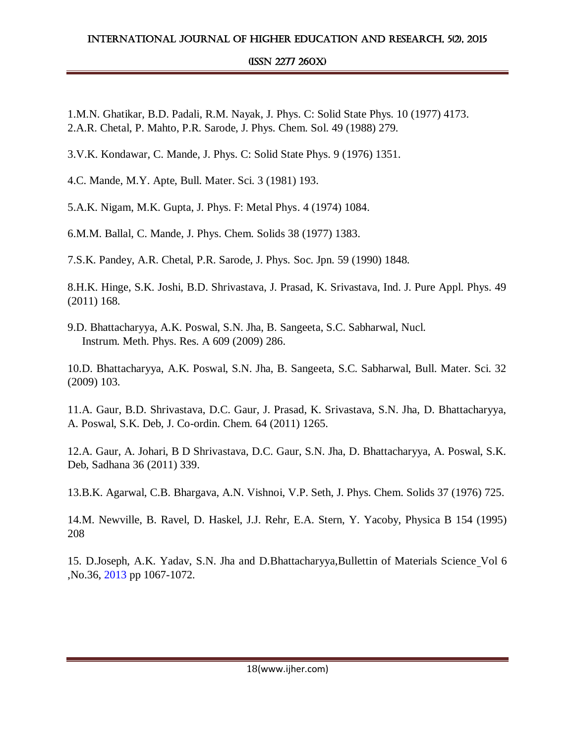1.M.N. Ghatikar, B.D. Padali, R.M. Nayak, J. Phys. C: Solid State Phys. 10 (1977) 4173.

2.A.R. Chetal, P. Mahto, P.R. Sarode, J. Phys. Chem. Sol. 49 (1988) 279.

3.V.K. Kondawar, C. Mande, J. Phys. C: Solid State Phys. 9 (1976) 1351.

4.C. Mande, M.Y. Apte, Bull. Mater. Sci. 3 (1981) 193.

5.A.K. Nigam, M.K. Gupta, J. Phys. F: Metal Phys. 4 (1974) 1084.

6.M.M. Ballal, C. Mande, J. Phys. Chem. Solids 38 (1977) 1383.

7.S.K. Pandey, A.R. Chetal, P.R. Sarode, J. Phys. Soc. Jpn. 59 (1990) 1848.

8.H.K. Hinge, S.K. Joshi, B.D. Shrivastava, J. Prasad, K. Srivastava, Ind. J. Pure Appl. Phys. 49 (2011) 168.

9.D. Bhattacharyya, A.K. Poswal, S.N. Jha, B. Sangeeta, S.C. Sabharwal, Nucl. Instrum. Meth. Phys. Res. A 609 (2009) 286.

10.D. Bhattacharyya, A.K. Poswal, S.N. Jha, B. Sangeeta, S.C. Sabharwal, Bull. Mater. Sci. 32 (2009) 103.

11.A. Gaur, B.D. Shrivastava, D.C. Gaur, J. Prasad, K. Srivastava, S.N. Jha, D. Bhattacharyya, A. Poswal, S.K. Deb, J. Co-ordin. Chem. 64 (2011) 1265.

12.A. Gaur, A. Johari, B D Shrivastava, D.C. Gaur, S.N. Jha, D. Bhattacharyya, A. Poswal, S.K. Deb, Sadhana 36 (2011) 339.

13.B.K. Agarwal, C.B. Bhargava, A.N. Vishnoi, V.P. Seth, J. Phys. Chem. Solids 37 (1976) 725.

14.M. Newville, B. Ravel, D. Haskel, J.J. Rehr, E.A. Stern, Y. Yacoby, Physica B 154 (1995) 208

15. D.Joseph, A.K. Yadav, S.N. Jha and D.Bhattacharyya,Bullettin of Materials Science Vol 6 ,No.36, 2013 pp 1067-1072.